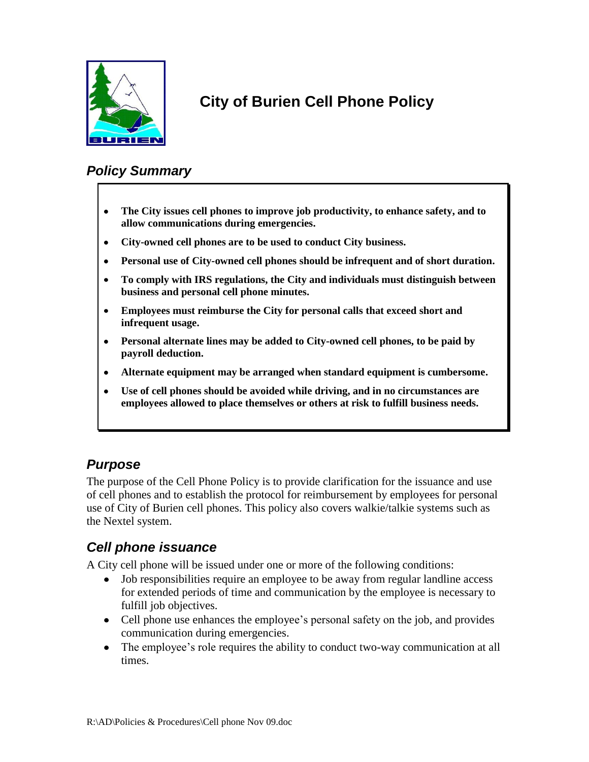# City of Burien Cell Phone Policy

## *Policy Summary*

- **The City issues cell phones to improve job productivity, to enhance safety, and to allow communications during emergencies.**
- **City-owned cell phones are to be used to conduct City business.**
- **Personal use of City-owned cell phones should be infrequent and of short duration.**
- **To comply with IRS regulations, the City and individuals must distinguish between business and personal cell phone minutes.**
- **Employees must reimburse the City for personal calls that exceed short and infrequent usage.**
- **Personal alternate lines may be added to City-owned cell phones, to be paid by payroll deduction.**
- **Alternate equipment may be arranged when standard equipment is cumbersome.**
- **Use of cell phones should be avoided while driving, and in no circumstances are employees allowed to place themselves or others at risk to fulfill business needs.**

## *Purpose*

The purpose of the Cell Phone Policy is to provide clarification for the issuance and use of cell phones and to establish the protocol for reimbursement by employees for personal use of City of Burien cell phones. This policy also covers walkie/talkie systems such as the Nextel system.

## *Cell phone issuance*

A City cell phone will be issued under one or more of the following conditions:

- Job responsibilities require an employee to be away from regular landline access for extended periods of time and communication by the employee is necessary to fulfill job objectives.
- Cell phone use enhances the employee's personal safety on the job, and provides communication during emergencies.
- The employee's role requires the ability to conduct two-way communication at all times.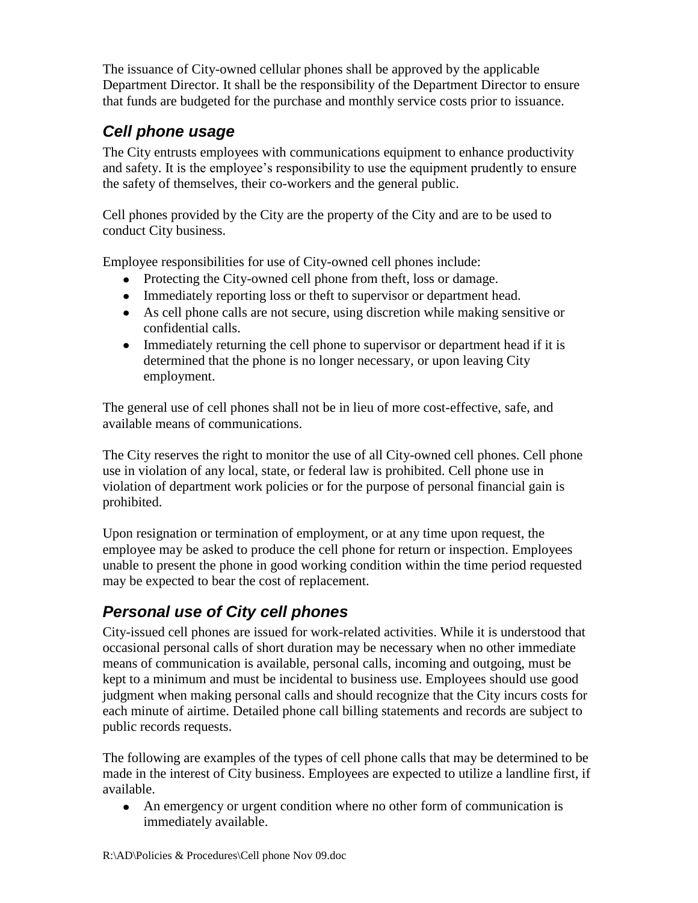The issuance of City-owned cellular phones shall be approved by the applicable Department Director. It shall be the responsibility of the Department Director to ensure that funds are budgeted for the purchase and monthly service costs prior to issuance.

## *Cell phone usage*

The City entrusts employees with communications equipment to enhance productivity and safety. It is the employee's responsibility to use the equipment prudently to ensure the safety of themselves, their co-workers and the general public.

Cell phones provided by the City are the property of the City and are to be used to conduct City business.

Employee responsibilities for use of City-owned cell phones include:

- Protecting the City-owned cell phone from theft, loss or damage.
- Immediately reporting loss or theft to supervisor or department head.
- As cell phone calls are not secure, using discretion while making sensitive or confidential calls.
- Immediately returning the cell phone to supervisor or department head if it is determined that the phone is no longer necessary, or upon leaving City employment.

The general use of cell phones shall not be in lieu of more cost-effective, safe, and available means of communications.

The City reserves the right to monitor the use of all City-owned cell phones. Cell phone use in violation of any local, state, or federal law is prohibited. Cell phone use in violation of department work policies or for the purpose of personal financial gain is prohibited.

Upon resignation or termination of employment, or at any time upon request, the employee may be asked to produce the cell phone for return or inspection. Employees unable to present the phone in good working condition within the time period requested may be expected to bear the cost of replacement.

## *Personal use of City cell phones*

City-issued cell phones are issued for work-related activities. While it is understood that occasional personal calls of short duration may be necessary when no other immediate means of communication is available, personal calls, incoming and outgoing, must be kept to a minimum and must be incidental to business use. Employees should use good judgment when making personal calls and should recognize that the City incurs costs for each minute of airtime. Detailed phone call billing statements and records are subject to public records requests.

The following are examples of the types of cell phone calls that may be determined to be made in the interest of City business. Employees are expected to utilize a landline first, if available.

- An emergency or urgent condition where no other form of communication is immediately available.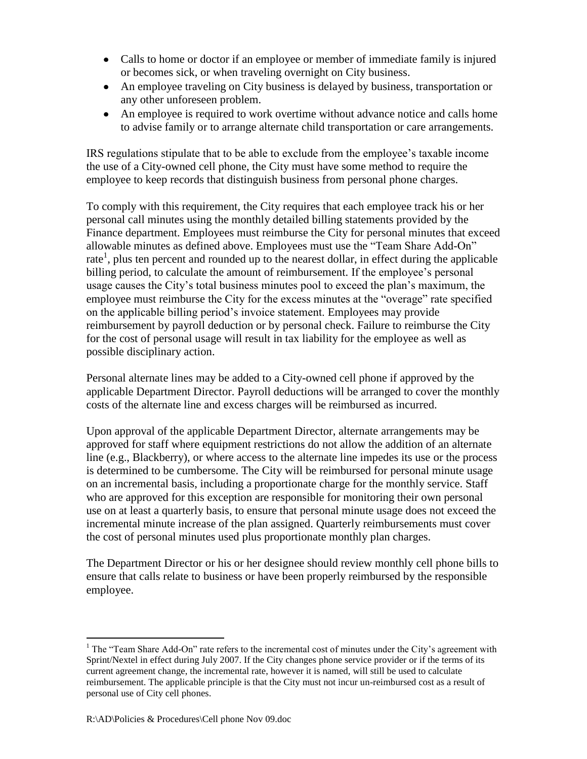- Calls to home or doctor if an employee or member of immediate family is injured or becomes sick, or when traveling overnight on City business.
- An employee traveling on City business is delayed by business, transportation or any other unforeseen problem.
- An employee is required to work overtime without advance notice and calls home to advise family or to arrange alternate child transportation or care arrangements.

IRS regulations stipulate that to be able to exclude from the employee's taxable income the use of a City-owned cell phone, the City must have some method to require the employee to keep records that distinguish business from personal phone charges.

To comply with this requirement, the City requires that each employee track his or her personal call minutes using the monthly detailed billing statements provided by the Finance department. Employees must reimburse the City for personal minutes that exceed allowable minutes as defined above. Employees must use the "Team Share Add-On" rate[1], plus ten percent and rounded up to the nearest dollar, in effect during the applicable billing period, to calculate the amount of reimbursement. If the employee's personal usage causes the City's total business minutes pool to exceed the plan's maximum, the employee must reimburse the City for the excess minutes at the "overage" rate specified on the applicable billing period's invoice statement. Employees may provide reimbursement by payroll deduction or by personal check. Failure to reimburse the City for the cost of personal usage will result in tax liability for the employee as well as possible disciplinary action.

Personal alternate lines may be added to a City-owned cell phone if approved by the applicable Department Director. Payroll deductions will be arranged to cover the monthly costs of the alternate line and excess charges will be reimbursed as incurred.

Upon approval of the applicable Department Director, alternate arrangements may be approved for staff where equipment restrictions do not allow the addition of an alternate line (e.g., Blackberry), or where access to the alternate line impedes its use or the process is determined to be cumbersome. The City will be reimbursed for personal minute usage on an incremental basis, including a proportionate charge for the monthly service. Staff who are approved for this exception are responsible for monitoring their own personal use on at least a quarterly basis, to ensure that personal minute usage does not exceed the incremental minute increase of the plan assigned. Quarterly reimbursements must cover the cost of personal minutes used plus proportionate monthly plan charges.

The Department Director or his or her designee should review monthly cell phone bills to ensure that calls relate to business or have been properly reimbursed by the responsible employee.

---

[1] The "Team Share Add-On" rate refers to the incremental cost of minutes under the City's agreement with Sprint/Nextel in effect during July 2007. If the City changes phone service provider or if the terms of its current agreement change, the incremental rate, however it is named, will still be used to calculate reimbursement. The applicable principle is that the City must not incur un-reimbursed cost as a result of personal use of City cell phones.

R:\AD\Policies & Procedures\Cell phone Nov 09.doc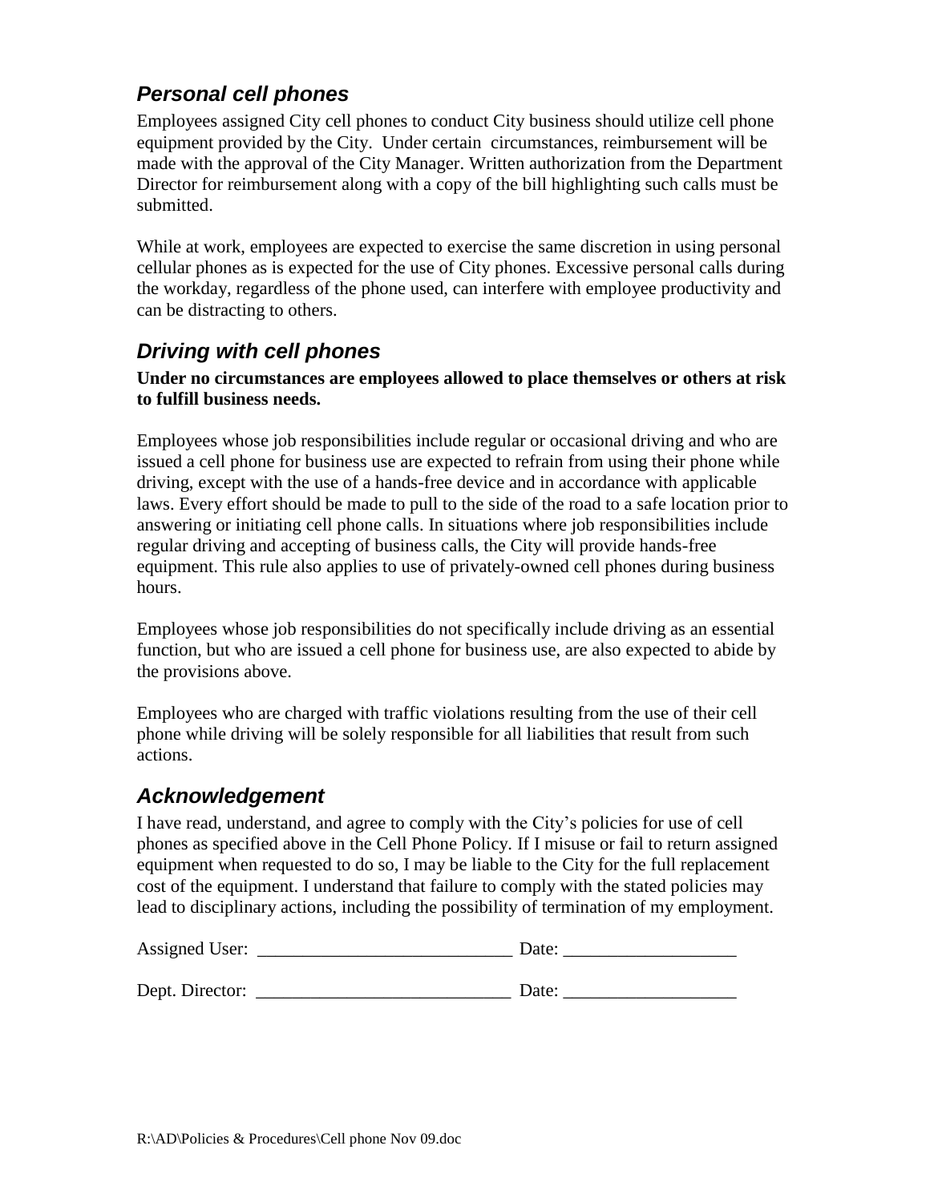## *Personal cell phones*

Employees assigned City cell phones to conduct City business should utilize cell phone equipment provided by the City. Under certain circumstances, reimbursement will be made with the approval of the City Manager. Written authorization from the Department Director for reimbursement along with a copy of the bill highlighting such calls must be submitted.

While at work, employees are expected to exercise the same discretion in using personal cellular phones as is expected for the use of City phones. Excessive personal calls during the workday, regardless of the phone used, can interfere with employee productivity and can be distracting to others.

## *Driving with cell phones*

**Under no circumstances are employees allowed to place themselves or others at risk to fulfill business needs.**

Employees whose job responsibilities include regular or occasional driving and who are issued a cell phone for business use are expected to refrain from using their phone while driving, except with the use of a hands-free device and in accordance with applicable laws. Every effort should be made to pull to the side of the road to a safe location prior to answering or initiating cell phone calls. In situations where job responsibilities include regular driving and accepting of business calls, the City will provide hands-free equipment. This rule also applies to use of privately-owned cell phones during business hours.

Employees whose job responsibilities do not specifically include driving as an essential function, but who are issued a cell phone for business use, are also expected to abide by the provisions above.

Employees who are charged with traffic violations resulting from the use of their cell phone while driving will be solely responsible for all liabilities that result from such actions.

## *Acknowledgement*

I have read, understand, and agree to comply with the City's policies for use of cell phones as specified above in the Cell Phone Policy. If I misuse or fail to return assigned equipment when requested to do so, I may be liable to the City for the full replacement cost of the equipment. I understand that failure to comply with the stated policies may lead to disciplinary actions, including the possibility of termination of my employment.

Assigned User: ____________________________ Date: ___________________

Dept. Director: ____________________________ Date: ___________________

R:\AD\Policies & Procedures\Cell phone Nov 09.doc